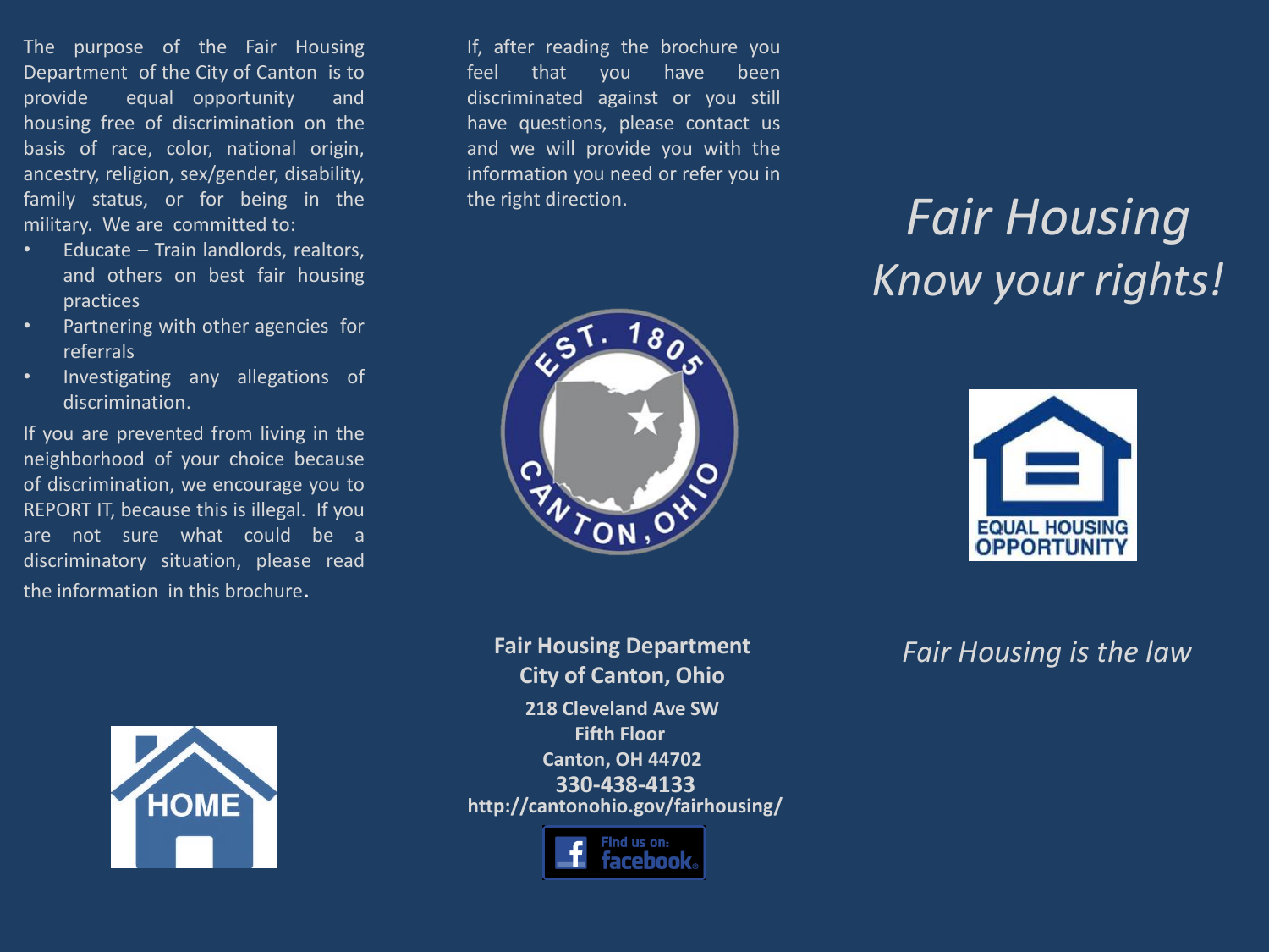The purpose of the Fair Housing Department of the City of Canton is to provide equal opportunity and housing free of discrimination on the basis of race, color, national origin, ancestry, religion, sex/gender, disability, family status, or for being in the military. We are committed to:

- Educate – Train landlords, realtors, and others on best fair housing practices
- Partnering with other agencies for referrals
- Investigating any allegations of discrimination.

If you are prevented from living in the neighborhood of your choice because of discrimination, we encourage you to REPORT IT, because this is illegal. If you are not sure what could be a discriminatory situation, please read the information in this brochure.

If, after reading the brochure you feel that you have been discriminated against or you still have questions, please contact us and we will provide you with the information you need or refer you in the right direction.

**Fair Housing Department**
**City of Canton, Ohio**

**218 Cleveland Ave SW**
**Fifth Floor**
**Canton, OH 44702**
**330-438-4133**
**http://cantonohio.gov/fairhousing/**

Find us on: facebook

# *Fair Housing*
## *Know your rights!*

EQUAL HOUSING OPPORTUNITY

*Fair Housing is the law*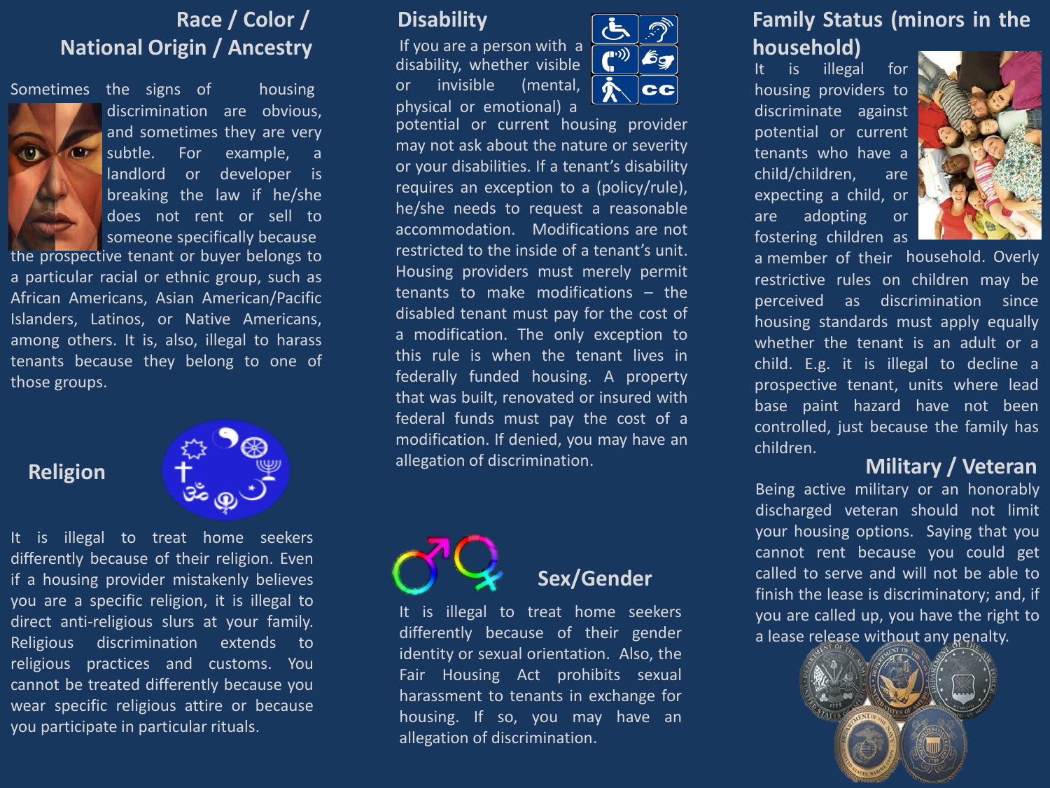## Race / Color / National Origin / Ancestry

Sometimes the signs of housing discrimination are obvious, and sometimes they are very subtle. For example, a landlord or developer is breaking the law if he/she does not rent or sell to someone specifically because the prospective tenant or buyer belongs to a particular racial or ethnic group, such as African Americans, Asian American/Pacific Islanders, Latinos, or Native Americans, among others. It is, also, illegal to harass tenants because they belong to one of those groups.

## Religion

It is illegal to treat home seekers differently because of their religion. Even if a housing provider mistakenly believes you are a specific religion, it is illegal to direct anti-religious slurs at your family. Religious discrimination extends to religious practices and customs. You cannot be treated differently because you wear specific religious attire or because you participate in particular rituals.

## Disability

If you are a person with a disability, whether visible or invisible (mental, physical or emotional) a potential or current housing provider may not ask about the nature or severity or your disabilities. If a tenant's disability requires an exception to a (policy/rule), he/she needs to request a reasonable accommodation. Modifications are not restricted to the inside of a tenant's unit. Housing providers must merely permit tenants to make modifications – the disabled tenant must pay for the cost of a modification. The only exception to this rule is when the tenant lives in federally funded housing. A property that was built, renovated or insured with federal funds must pay the cost of a modification. If denied, you may have an allegation of discrimination.

## Sex/Gender

It is illegal to treat home seekers differently because of their gender identity or sexual orientation. Also, the Fair Housing Act prohibits sexual harassment to tenants in exchange for housing. If so, you may have an allegation of discrimination.

## Family Status (minors in the household)

It is illegal for housing providers to discriminate against potential or current tenants who have a child/children, are expecting a child, or are adopting or fostering children as a member of their household. Overly restrictive rules on children may be perceived as discrimination since housing standards must apply equally whether the tenant is an adult or a child. E.g. it is illegal to decline a prospective tenant, units where lead base paint hazard have not been controlled, just because the family has children.

## Military / Veteran

Being active military or an honorably discharged veteran should not limit your housing options. Saying that you cannot rent because you could get called to serve and will not be able to finish the lease is discriminatory; and, if you are called up, you have the right to a lease release without any penalty.